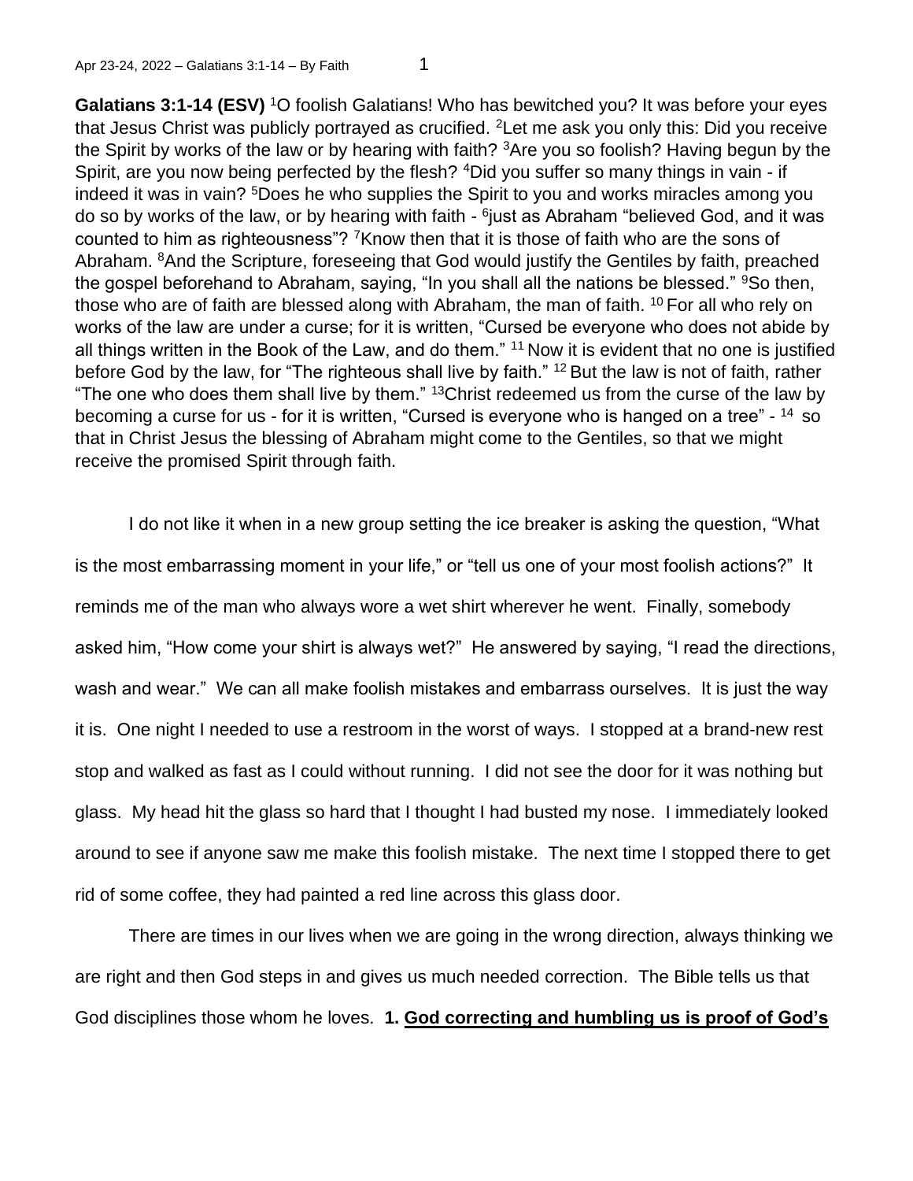**Galatians 3:1-14 (ESV)** [1]O foolish Galatians! Who has bewitched you? It was before your eyes that Jesus Christ was publicly portrayed as crucified. [2]Let me ask you only this: Did you receive the Spirit by works of the law or by hearing with faith? [3]Are you so foolish? Having begun by the Spirit, are you now being perfected by the flesh? [4]Did you suffer so many things in vain - if indeed it was in vain? [5]Does he who supplies the Spirit to you and works miracles among you do so by works of the law, or by hearing with faith - [6]just as Abraham "believed God, and it was counted to him as righteousness"? [7]Know then that it is those of faith who are the sons of Abraham. [8]And the Scripture, foreseeing that God would justify the Gentiles by faith, preached the gospel beforehand to Abraham, saying, "In you shall all the nations be blessed." [9]So then, those who are of faith are blessed along with Abraham, the man of faith. [10] For all who rely on works of the law are under a curse; for it is written, "Cursed be everyone who does not abide by all things written in the Book of the Law, and do them." [11] Now it is evident that no one is justified before God by the law, for "The righteous shall live by faith." [12] But the law is not of faith, rather "The one who does them shall live by them." [13]Christ redeemed us from the curse of the law by becoming a curse for us - for it is written, "Cursed is everyone who is hanged on a tree" - [14] so that in Christ Jesus the blessing of Abraham might come to the Gentiles, so that we might receive the promised Spirit through faith.

I do not like it when in a new group setting the ice breaker is asking the question, "What is the most embarrassing moment in your life," or "tell us one of your most foolish actions?" It reminds me of the man who always wore a wet shirt wherever he went. Finally, somebody asked him, "How come your shirt is always wet?" He answered by saying, "I read the directions, wash and wear." We can all make foolish mistakes and embarrass ourselves. It is just the way it is. One night I needed to use a restroom in the worst of ways. I stopped at a brand-new rest stop and walked as fast as I could without running. I did not see the door for it was nothing but glass. My head hit the glass so hard that I thought I had busted my nose. I immediately looked around to see if anyone saw me make this foolish mistake. The next time I stopped there to get rid of some coffee, they had painted a red line across this glass door.

There are times in our lives when we are going in the wrong direction, always thinking we are right and then God steps in and gives us much needed correction. The Bible tells us that God disciplines those whom he loves. **1. <u>God correcting and humbling us is proof of God's</u>**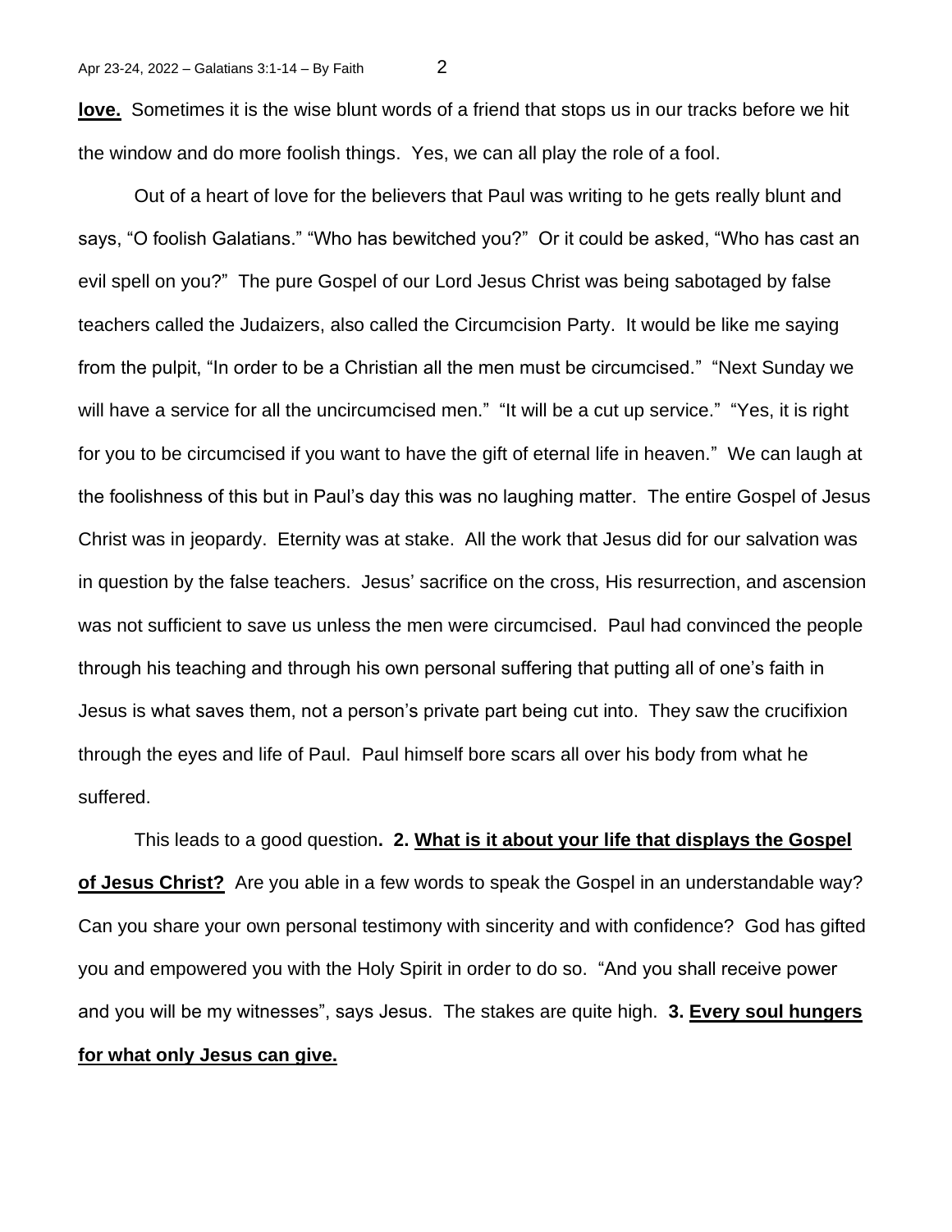**love.** Sometimes it is the wise blunt words of a friend that stops us in our tracks before we hit the window and do more foolish things. Yes, we can all play the role of a fool.

Out of a heart of love for the believers that Paul was writing to he gets really blunt and says, "O foolish Galatians." "Who has bewitched you?" Or it could be asked, "Who has cast an evil spell on you?" The pure Gospel of our Lord Jesus Christ was being sabotaged by false teachers called the Judaizers, also called the Circumcision Party. It would be like me saying from the pulpit, "In order to be a Christian all the men must be circumcised." "Next Sunday we will have a service for all the uncircumcised men." "It will be a cut up service." "Yes, it is right for you to be circumcised if you want to have the gift of eternal life in heaven." We can laugh at the foolishness of this but in Paul's day this was no laughing matter. The entire Gospel of Jesus Christ was in jeopardy. Eternity was at stake. All the work that Jesus did for our salvation was in question by the false teachers. Jesus' sacrifice on the cross, His resurrection, and ascension was not sufficient to save us unless the men were circumcised. Paul had convinced the people through his teaching and through his own personal suffering that putting all of one's faith in Jesus is what saves them, not a person's private part being cut into. They saw the crucifixion through the eyes and life of Paul. Paul himself bore scars all over his body from what he suffered.

This leads to a good question**. 2. What is it about your life that displays the Gospel of Jesus Christ?** Are you able in a few words to speak the Gospel in an understandable way? Can you share your own personal testimony with sincerity and with confidence? God has gifted you and empowered you with the Holy Spirit in order to do so. "And you shall receive power and you will be my witnesses", says Jesus. The stakes are quite high. **3. Every soul hungers for what only Jesus can give.**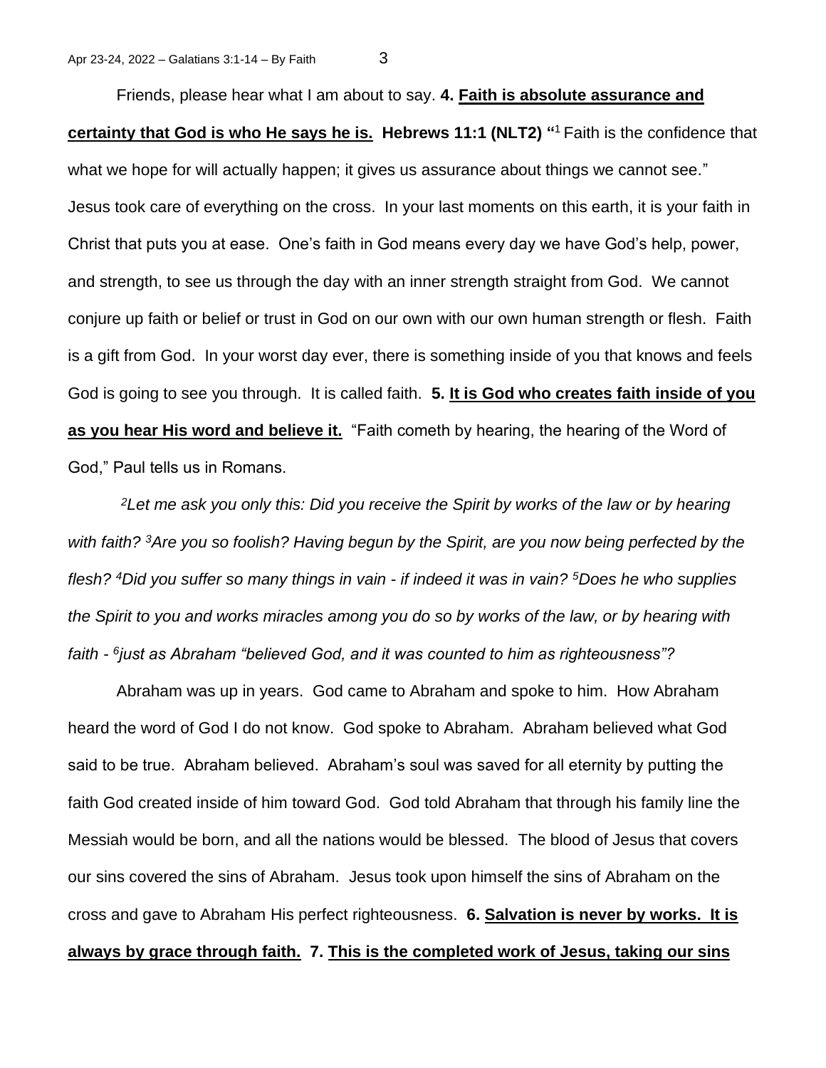Friends, please hear what I am about to say. **4. <u>Faith is absolute assurance and certainty that God is who He says he is.</u> Hebrews 11:1 (NLT2) "**[1] Faith is the confidence that what we hope for will actually happen; it gives us assurance about things we cannot see." Jesus took care of everything on the cross. In your last moments on this earth, it is your faith in Christ that puts you at ease. One's faith in God means every day we have God's help, power, and strength, to see us through the day with an inner strength straight from God. We cannot conjure up faith or belief or trust in God on our own with our own human strength or flesh. Faith is a gift from God. In your worst day ever, there is something inside of you that knows and feels God is going to see you through. It is called faith. **5. <u>It is God who creates faith inside of you as you hear His word and believe it.</u>** "Faith cometh by hearing, the hearing of the Word of God," Paul tells us in Romans.

*[2]Let me ask you only this: Did you receive the Spirit by works of the law or by hearing with faith? [3]Are you so foolish? Having begun by the Spirit, are you now being perfected by the flesh? [4]Did you suffer so many things in vain - if indeed it was in vain? [5]Does he who supplies the Spirit to you and works miracles among you do so by works of the law, or by hearing with faith - [6]just as Abraham "believed God, and it was counted to him as righteousness"?*

Abraham was up in years. God came to Abraham and spoke to him. How Abraham heard the word of God I do not know. God spoke to Abraham. Abraham believed what God said to be true. Abraham believed. Abraham's soul was saved for all eternity by putting the faith God created inside of him toward God. God told Abraham that through his family line the Messiah would be born, and all the nations would be blessed. The blood of Jesus that covers our sins covered the sins of Abraham. Jesus took upon himself the sins of Abraham on the cross and gave to Abraham His perfect righteousness. **6. <u>Salvation is never by works. It is always by grace through faith.</u> 7. <u>This is the completed work of Jesus, taking our sins</u>**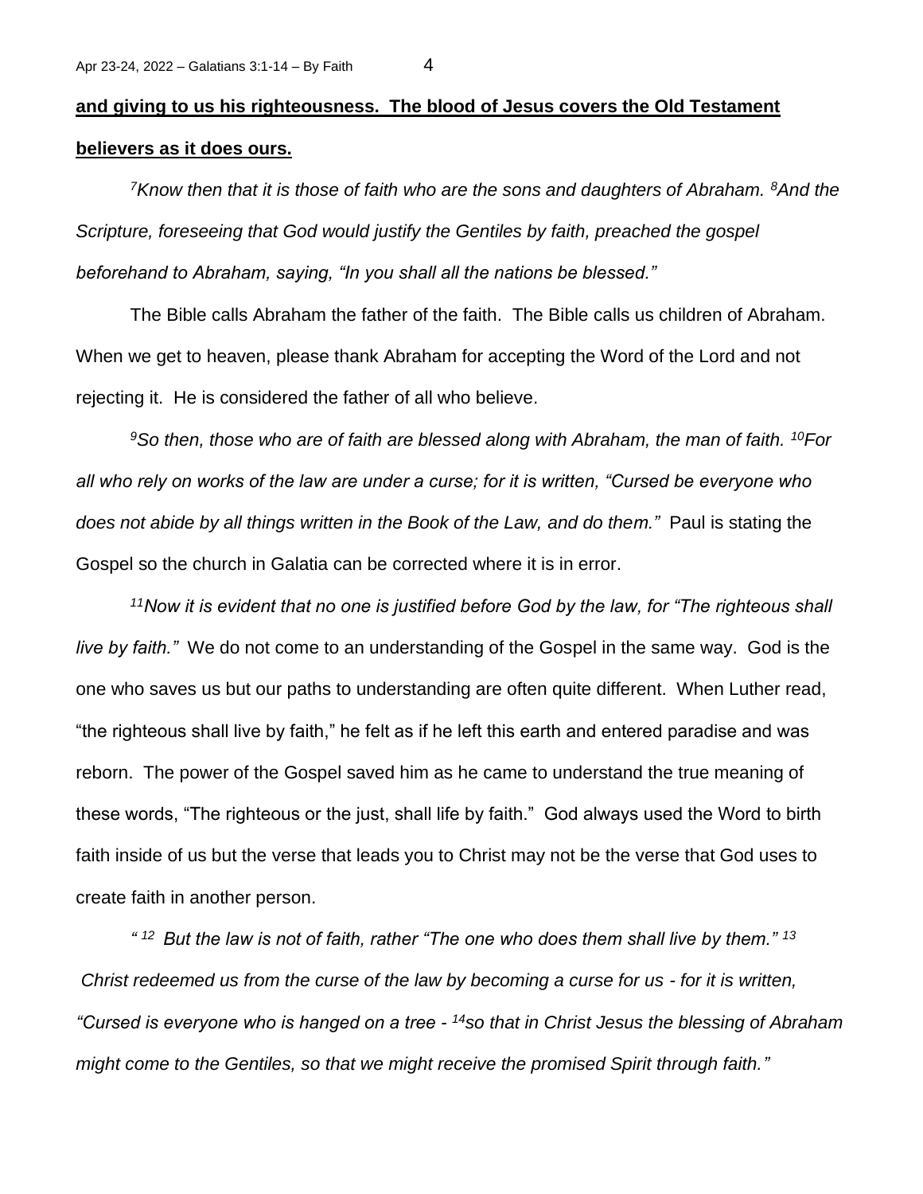**<u>and giving to us his righteousness. The blood of Jesus covers the Old Testament believers as it does ours.</u>**

*[7]Know then that it is those of faith who are the sons and daughters of Abraham. [8]And the Scripture, foreseeing that God would justify the Gentiles by faith, preached the gospel beforehand to Abraham, saying, "In you shall all the nations be blessed."*

The Bible calls Abraham the father of the faith. The Bible calls us children of Abraham. When we get to heaven, please thank Abraham for accepting the Word of the Lord and not rejecting it. He is considered the father of all who believe.

*[9]So then, those who are of faith are blessed along with Abraham, the man of faith. [10]For all who rely on works of the law are under a curse; for it is written, "Cursed be everyone who does not abide by all things written in the Book of the Law, and do them."* Paul is stating the Gospel so the church in Galatia can be corrected where it is in error.

*[11]Now it is evident that no one is justified before God by the law, for "The righteous shall live by faith."* We do not come to an understanding of the Gospel in the same way. God is the one who saves us but our paths to understanding are often quite different. When Luther read, "the righteous shall live by faith," he felt as if he left this earth and entered paradise and was reborn. The power of the Gospel saved him as he came to understand the true meaning of these words, "The righteous or the just, shall life by faith." God always used the Word to birth faith inside of us but the verse that leads you to Christ may not be the verse that God uses to create faith in another person.

*" [12] But the law is not of faith, rather "The one who does them shall live by them." [13] Christ redeemed us from the curse of the law by becoming a curse for us - for it is written, "Cursed is everyone who is hanged on a tree - [14]so that in Christ Jesus the blessing of Abraham might come to the Gentiles, so that we might receive the promised Spirit through faith."*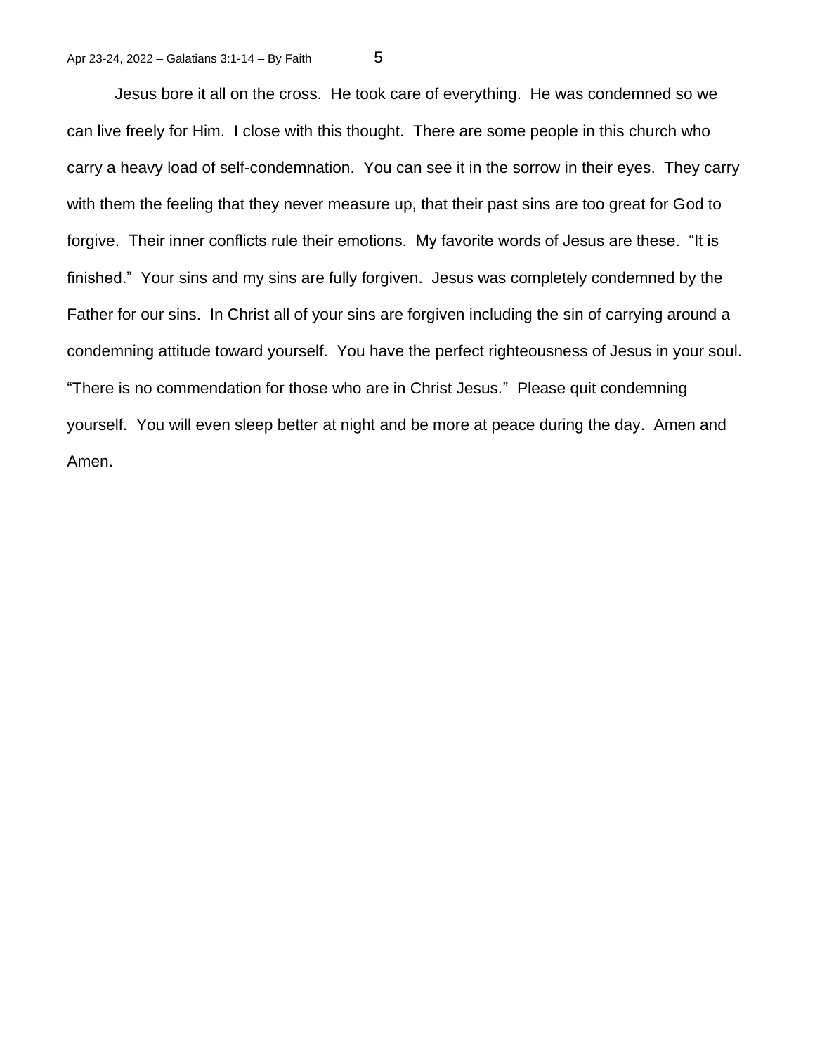Jesus bore it all on the cross. He took care of everything. He was condemned so we can live freely for Him. I close with this thought. There are some people in this church who carry a heavy load of self-condemnation. You can see it in the sorrow in their eyes. They carry with them the feeling that they never measure up, that their past sins are too great for God to forgive. Their inner conflicts rule their emotions. My favorite words of Jesus are these. "It is finished." Your sins and my sins are fully forgiven. Jesus was completely condemned by the Father for our sins. In Christ all of your sins are forgiven including the sin of carrying around a condemning attitude toward yourself. You have the perfect righteousness of Jesus in your soul. "There is no commendation for those who are in Christ Jesus." Please quit condemning yourself. You will even sleep better at night and be more at peace during the day. Amen and Amen.